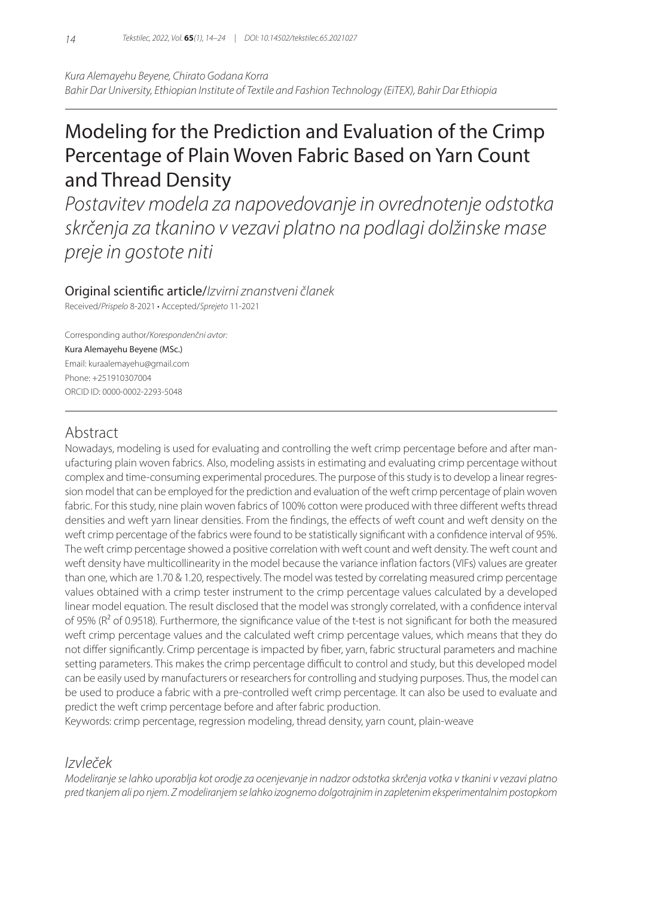*Kura Alemayehu Beyene, Chirato Godana Korra*
*Bahir Dar University, Ethiopian Institute of Textile and Fashion Technology (EiTEX), Bahir Dar Ethiopia*

# Modeling for the Prediction and Evaluation of the Crimp Percentage of Plain Woven Fabric Based on Yarn Count and Thread Density

*Postavitev modela za napovedovanje in ovrednotenje odstotka skrčenja za tkanino v vezavi platno na podlagi dolžinske mase preje in gostote niti*

Original scientific article/*Izvirni znanstveni članek*

Received/*Prispelo* 8-2021 • Accepted/*Sprejeto* 11-2021

Corresponding author/*Korespondenčni avtor:*
Kura Alemayehu Beyene (MSc.)
Email: kuraalemayehu@gmail.com
Phone: +251910307004
ORCID ID: 0000-0002-2293-5048

## Abstract

Nowadays, modeling is used for evaluating and controlling the weft crimp percentage before and after manufacturing plain woven fabrics. Also, modeling assists in estimating and evaluating crimp percentage without complex and time-consuming experimental procedures. The purpose of this study is to develop a linear regression model that can be employed for the prediction and evaluation of the weft crimp percentage of plain woven fabric. For this study, nine plain woven fabrics of 100% cotton were produced with three different wefts thread densities and weft yarn linear densities. From the findings, the effects of weft count and weft density on the weft crimp percentage of the fabrics were found to be statistically significant with a confidence interval of 95%. The weft crimp percentage showed a positive correlation with weft count and weft density. The weft count and weft density have multicollinearity in the model because the variance inflation factors (VIFs) values are greater than one, which are 1.70 & 1.20, respectively. The model was tested by correlating measured crimp percentage values obtained with a crimp tester instrument to the crimp percentage values calculated by a developed linear model equation. The result disclosed that the model was strongly correlated, with a confidence interval of 95% ($R^2$ of 0.9518). Furthermore, the significance value of the t-test is not significant for both the measured weft crimp percentage values and the calculated weft crimp percentage values, which means that they do not differ significantly. Crimp percentage is impacted by fiber, yarn, fabric structural parameters and machine setting parameters. This makes the crimp percentage difficult to control and study, but this developed model can be easily used by manufacturers or researchers for controlling and studying purposes. Thus, the model can be used to produce a fabric with a pre-controlled weft crimp percentage. It can also be used to evaluate and predict the weft crimp percentage before and after fabric production.

Keywords: crimp percentage, regression modeling, thread density, yarn count, plain-weave

## *Izvleček*

*Modeliranje se lahko uporablja kot orodje za ocenjevanje in nadzor odstotka skrčenja votka v tkanini v vezavi platno pred tkanjem ali po njem. Z modeliranjem se lahko izognemo dolgotrajnim in zapletenim eksperimentalnim postopkom*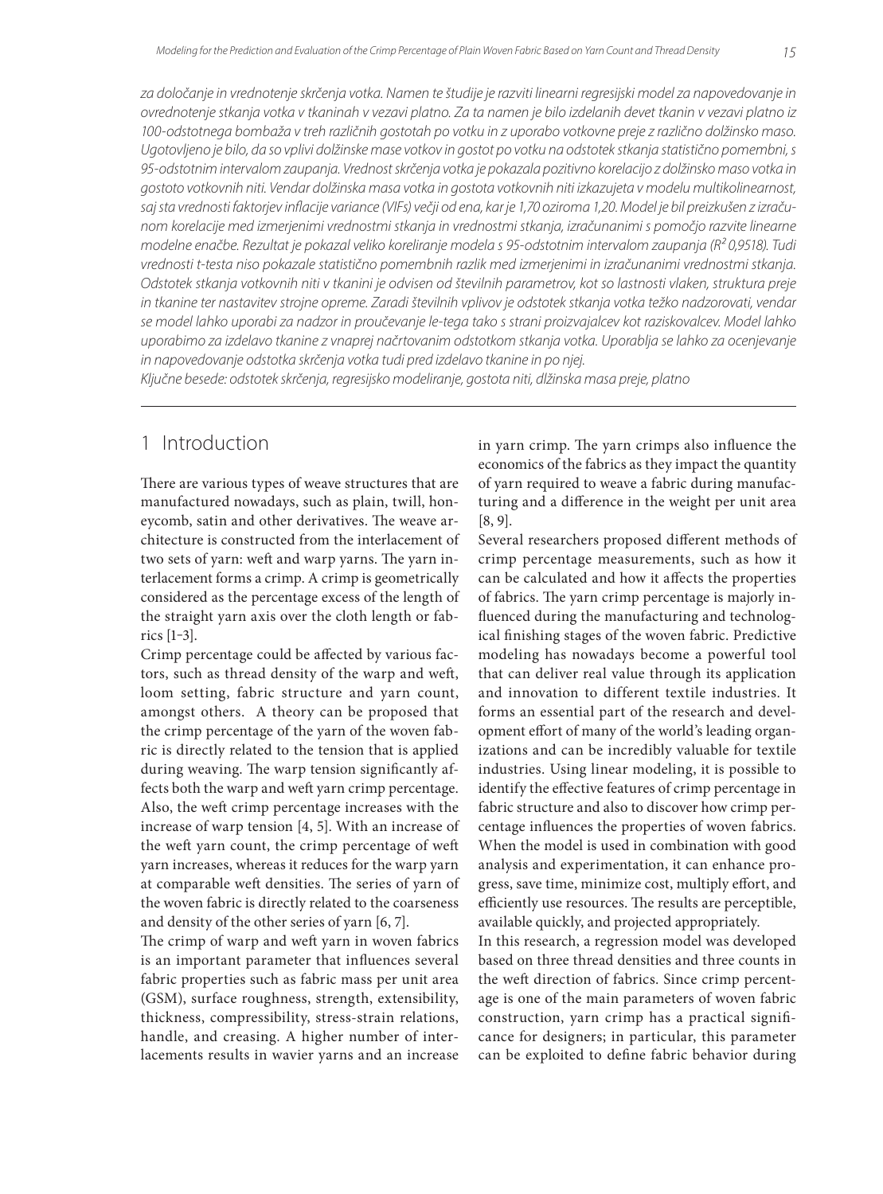*za določanje in vrednotenje skrčenja votka. Namen te študije je razviti linearni regresijski model za napovedovanje in ovrednotenje stkanja votka v tkaninah v vezavi platno. Za ta namen je bilo izdelanih devet tkanin v vezavi platno iz 100-odstotnega bombaža v treh različnih gostotah po votku in z uporabo votkovne preje z različno dolžinsko maso. Ugotovljeno je bilo, da so vplivi dolžinske mase votkov in gostot po votku na odstotek stkanja statistično pomembni, s 95-odstotnim intervalom zaupanja. Vrednost skrčenja votka je pokazala pozitivno korelacijo z dolžinsko maso votka in gostoto votkovnih niti. Vendar dolžinska masa votka in gostota votkovnih niti izkazujeta v modelu multikolinearnost, saj sta vrednosti faktorjev inflacije variance (VIFs) večji od ena, kar je 1,70 oziroma 1,20. Model je bil preizkušen z izračunom korelacije med izmerjenimi vrednostmi stkanja in vrednostmi stkanja, izračunanimi s pomočjo razvite linearne modelne enačbe. Rezultat je pokazal veliko koreliranje modela s 95-odstotnim intervalom zaupanja ($R^2$ 0,9518). Tudi vrednosti t-testa niso pokazale statistično pomembnih razlik med izmerjenimi in izračunanimi vrednostmi stkanja. Odstotek stkanja votkovnih niti v tkanini je odvisen od številnih parametrov, kot so lastnosti vlaken, struktura preje in tkanine ter nastavitev strojne opreme. Zaradi številnih vplivov je odstotek stkanja votka težko nadzorovati, vendar se model lahko uporabi za nadzor in proučevanje le-tega tako s strani proizvajalcev kot raziskovalcev. Model lahko uporabimo za izdelavo tkanine z vnaprej načrtovanim odstotkom stkanja votka. Uporablja se lahko za ocenjevanje in napovedovanje odstotka skrčenja votka tudi pred izdelavo tkanine in po njej.*

*Ključne besede: odstotek skrčenja, regresijsko modeliranje, gostota niti, dolžinska masa preje, platno*

## 1 Introduction

There are various types of weave structures that are manufactured nowadays, such as plain, twill, honeycomb, satin and other derivatives. The weave architecture is constructed from the interlacement of two sets of yarn: weft and warp yarns. The yarn interlacement forms a crimp. A crimp is geometrically considered as the percentage excess of the length of the straight yarn axis over the cloth length or fabrics [1–3].

Crimp percentage could be affected by various factors, such as thread density of the warp and weft, loom setting, fabric structure and yarn count, amongst others. A theory can be proposed that the crimp percentage of the yarn of the woven fabric is directly related to the tension that is applied during weaving. The warp tension significantly affects both the warp and weft yarn crimp percentage. Also, the weft crimp percentage increases with the increase of warp tension [4, 5]. With an increase of the weft yarn count, the crimp percentage of weft yarn increases, whereas it reduces for the warp yarn at comparable weft densities. The series of yarn of the woven fabric is directly related to the coarseness and density of the other series of yarn [6, 7].

The crimp of warp and weft yarn in woven fabrics is an important parameter that influences several fabric properties such as fabric mass per unit area (GSM), surface roughness, strength, extensibility, thickness, compressibility, stress-strain relations, handle, and creasing. A higher number of interlacements results in wavier yarns and an increase in yarn crimp. The yarn crimps also influence the economics of the fabrics as they impact the quantity of yarn required to weave a fabric during manufacturing and a difference in the weight per unit area [8, 9].

Several researchers proposed different methods of crimp percentage measurements, such as how it can be calculated and how it affects the properties of fabrics. The yarn crimp percentage is majorly influenced during the manufacturing and technological finishing stages of the woven fabric. Predictive modeling has nowadays become a powerful tool that can deliver real value through its application and innovation to different textile industries. It forms an essential part of the research and development effort of many of the world's leading organizations and can be incredibly valuable for textile industries. Using linear modeling, it is possible to identify the effective features of crimp percentage in fabric structure and also to discover how crimp percentage influences the properties of woven fabrics. When the model is used in combination with good analysis and experimentation, it can enhance progress, save time, minimize cost, multiply effort, and efficiently use resources. The results are perceptible, available quickly, and projected appropriately.

In this research, a regression model was developed based on three thread densities and three counts in the weft direction of fabrics. Since crimp percentage is one of the main parameters of woven fabric construction, yarn crimp has a practical significance for designers; in particular, this parameter can be exploited to define fabric behavior during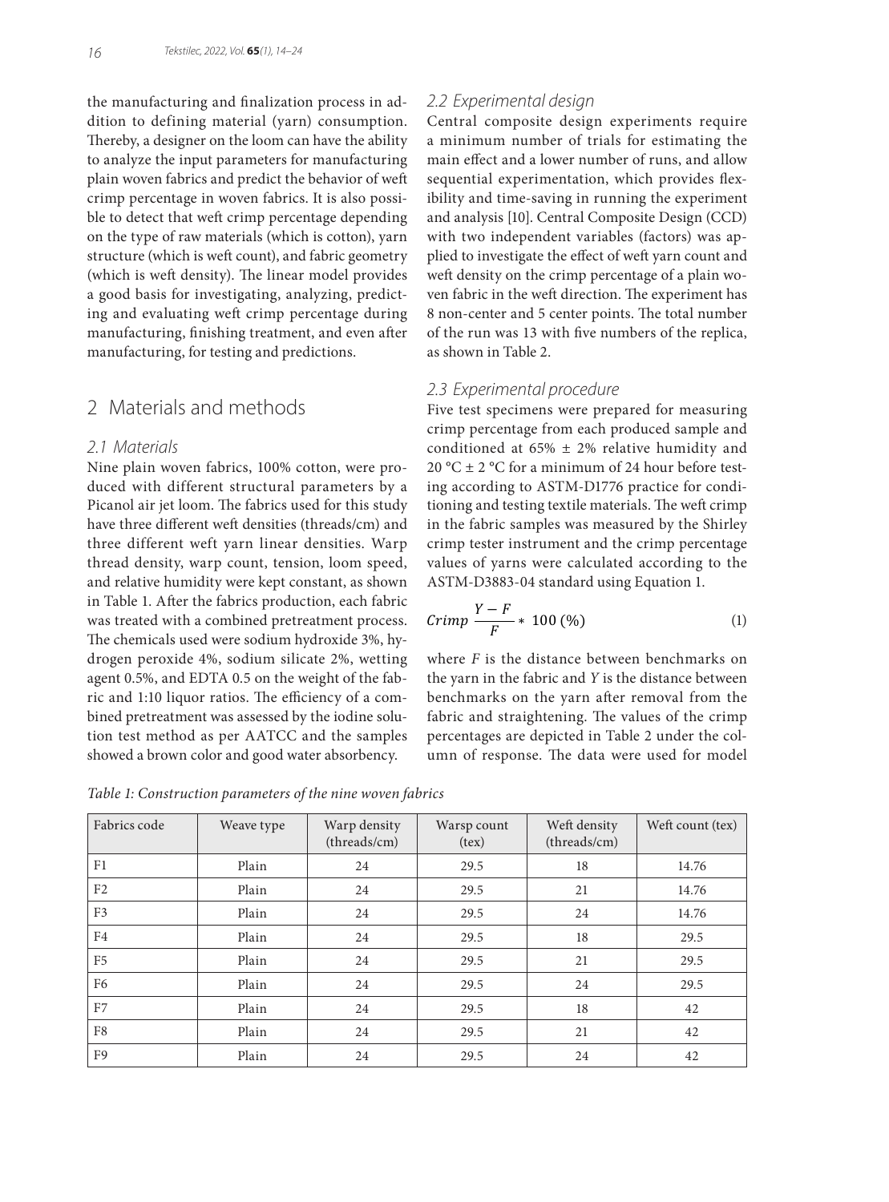the manufacturing and finalization process in addition to defining material (yarn) consumption. Thereby, a designer on the loom can have the ability to analyze the input parameters for manufacturing plain woven fabrics and predict the behavior of weft crimp percentage in woven fabrics. It is also possible to detect that weft crimp percentage depending on the type of raw materials (which is cotton), yarn structure (which is weft count), and fabric geometry (which is weft density). The linear model provides a good basis for investigating, analyzing, predicting and evaluating weft crimp percentage during manufacturing, finishing treatment, and even after manufacturing, for testing and predictions.

## 2 Materials and methods

### 2.1 Materials

Nine plain woven fabrics, 100% cotton, were produced with different structural parameters by a Picanol air jet loom. The fabrics used for this study have three different weft densities (threads/cm) and three different weft yarn linear densities. Warp thread density, warp count, tension, loom speed, and relative humidity were kept constant, as shown in Table 1. After the fabrics production, each fabric was treated with a combined pretreatment process. The chemicals used were sodium hydroxide 3%, hydrogen peroxide 4%, sodium silicate 2%, wetting agent 0.5%, and EDTA 0.5 on the weight of the fabric and 1:10 liquor ratios. The efficiency of a combined pretreatment was assessed by the iodine solution test method as per AATCC and the samples showed a brown color and good water absorbency.

### 2.2 Experimental design

Central composite design experiments require a minimum number of trials for estimating the main effect and a lower number of runs, and allow sequential experimentation, which provides flexibility and time-saving in running the experiment and analysis [10]. Central Composite Design (CCD) with two independent variables (factors) was applied to investigate the effect of weft yarn count and weft density on the crimp percentage of a plain woven fabric in the weft direction. The experiment has 8 non-center and 5 center points. The total number of the run was 13 with five numbers of the replica, as shown in Table 2.

### 2.3 Experimental procedure

Five test specimens were prepared for measuring crimp percentage from each produced sample and conditioned at 65% ± 2% relative humidity and 20 °C ± 2 °C for a minimum of 24 hour before testing according to ASTM-D1776 practice for conditioning and testing textile materials. The weft crimp in the fabric samples was measured by the Shirley crimp tester instrument and the crimp percentage values of yarns were calculated according to the ASTM-D3883-04 standard using Equation 1.

$$Crimp\ \frac{Y-F}{F} * 100\,(\%) \tag{1}$$

where $F$ is the distance between benchmarks on the yarn in the fabric and $Y$ is the distance between benchmarks on the yarn after removal from the fabric and straightening. The values of the crimp percentages are depicted in Table 2 under the column of response. The data were used for model

*Table 1: Construction parameters of the nine woven fabrics*

| Fabrics code | Weave type | Warp density (threads/cm) | Warsp count (tex) | Weft density (threads/cm) | Weft count (tex) |
|---|---|---|---|---|---|
| F1 | Plain | 24 | 29.5 | 18 | 14.76 |
| F2 | Plain | 24 | 29.5 | 21 | 14.76 |
| F3 | Plain | 24 | 29.5 | 24 | 14.76 |
| F4 | Plain | 24 | 29.5 | 18 | 29.5 |
| F5 | Plain | 24 | 29.5 | 21 | 29.5 |
| F6 | Plain | 24 | 29.5 | 24 | 29.5 |
| F7 | Plain | 24 | 29.5 | 18 | 42 |
| F8 | Plain | 24 | 29.5 | 21 | 42 |
| F9 | Plain | 24 | 29.5 | 24 | 42 |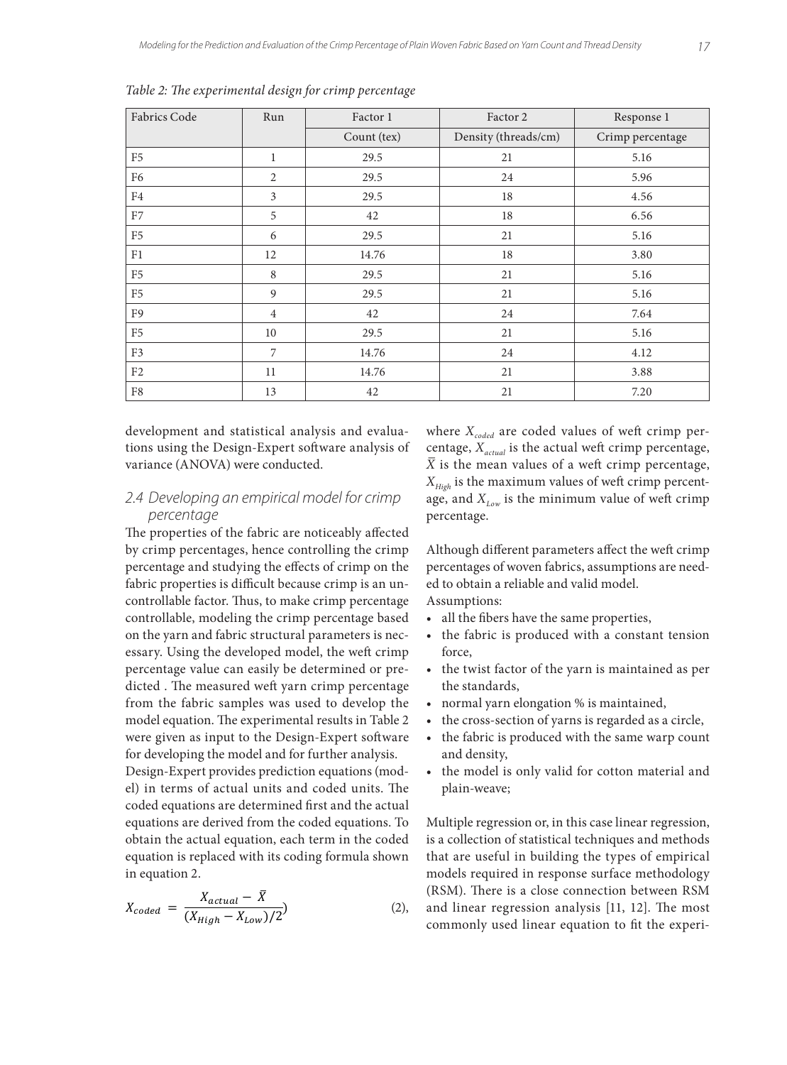*Table 2: The experimental design for crimp percentage*

| Fabrics Code | Run | Factor 1 | Factor 2 | Response 1 |
|---|---|---|---|---|
| | | Count (tex) | Density (threads/cm) | Crimp percentage |
| F5 | 1 | 29.5 | 21 | 5.16 |
| F6 | 2 | 29.5 | 24 | 5.96 |
| F4 | 3 | 29.5 | 18 | 4.56 |
| F7 | 5 | 42 | 18 | 6.56 |
| F5 | 6 | 29.5 | 21 | 5.16 |
| F1 | 12 | 14.76 | 18 | 3.80 |
| F5 | 8 | 29.5 | 21 | 5.16 |
| F5 | 9 | 29.5 | 21 | 5.16 |
| F9 | 4 | 42 | 24 | 7.64 |
| F5 | 10 | 29.5 | 21 | 5.16 |
| F3 | 7 | 14.76 | 24 | 4.12 |
| F2 | 11 | 14.76 | 21 | 3.88 |
| F8 | 13 | 42 | 21 | 7.20 |

development and statistical analysis and evaluations using the Design-Expert software analysis of variance (ANOVA) were conducted.

### 2.4 Developing an empirical model for crimp percentage

The properties of the fabric are noticeably affected by crimp percentages, hence controlling the crimp percentage and studying the effects of crimp on the fabric properties is difficult because crimp is an uncontrollable factor. Thus, to make crimp percentage controllable, modeling the crimp percentage based on the yarn and fabric structural parameters is necessary. Using the developed model, the weft crimp percentage value can easily be determined or predicted . The measured weft yarn crimp percentage from the fabric samples was used to develop the model equation. The experimental results in Table 2 were given as input to the Design-Expert software for developing the model and for further analysis.

Design-Expert provides prediction equations (model) in terms of actual units and coded units. The coded equations are determined first and the actual equations are derived from the coded equations. To obtain the actual equation, each term in the coded equation is replaced with its coding formula shown in equation 2.

$$X_{coded} = \frac{X_{actual} - \bar{X}}{(X_{High} - X_{Low})/2}) \qquad (2),$$

where $X_{coded}$ are coded values of weft crimp percentage, $X_{actual}$ is the actual weft crimp percentage, $\bar{X}$ is the mean values of a weft crimp percentage, $X_{High}$ is the maximum values of weft crimp percentage, and $X_{Low}$ is the minimum value of weft crimp percentage.

Although different parameters affect the weft crimp percentages of woven fabrics, assumptions are needed to obtain a reliable and valid model.

Assumptions:

- all the fibers have the same properties,
- the fabric is produced with a constant tension force,
- the twist factor of the yarn is maintained as per the standards,
- normal yarn elongation % is maintained,
- the cross-section of yarns is regarded as a circle,
- the fabric is produced with the same warp count and density,
- the model is only valid for cotton material and plain-weave;

Multiple regression or, in this case linear regression, is a collection of statistical techniques and methods that are useful in building the types of empirical models required in response surface methodology (RSM). There is a close connection between RSM and linear regression analysis [11, 12]. The most commonly used linear equation to fit the experi-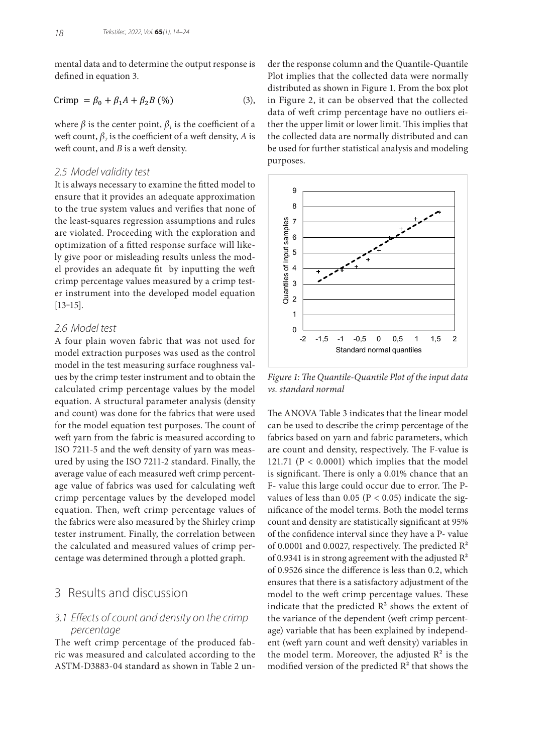mental data and to determine the output response is defined in equation 3.

$$\text{Crimp } = \beta_0 + \beta_1 A + \beta_2 B \text{ (\%)} \tag{3}$$

where $\beta$ is the center point, $\beta_1$ is the coefficient of a weft count, $\beta_2$ is the coefficient of a weft density, $A$ is weft count, and $B$ is a weft density.

### 2.5 Model validity test

It is always necessary to examine the fitted model to ensure that it provides an adequate approximation to the true system values and verifies that none of the least-squares regression assumptions and rules are violated. Proceeding with the exploration and optimization of a fitted response surface will likely give poor or misleading results unless the model provides an adequate fit by inputting the weft crimp percentage values measured by a crimp tester instrument into the developed model equation [13–15].

### 2.6 Model test

A four plain woven fabric that was not used for model extraction purposes was used as the control model in the test measuring surface roughness values by the crimp tester instrument and to obtain the calculated crimp percentage values by the model equation. A structural parameter analysis (density and count) was done for the fabrics that were used for the model equation test purposes. The count of weft yarn from the fabric is measured according to ISO 7211-5 and the weft density of yarn was measured by using the ISO 7211-2 standard. Finally, the average value of each measured weft crimp percentage value of fabrics was used for calculating weft crimp percentage values by the developed model equation. Then, weft crimp percentage values of the fabrics were also measured by the Shirley crimp tester instrument. Finally, the correlation between the calculated and measured values of crimp percentage was determined through a plotted graph.

## 3 Results and discussion

### 3.1 Effects of count and density on the crimp percentage

The weft crimp percentage of the produced fabric was measured and calculated according to the ASTM-D3883-04 standard as shown in Table 2 under the response column and the Quantile-Quantile Plot implies that the collected data were normally distributed as shown in Figure 1. From the box plot in Figure 2, it can be observed that the collected data of weft crimp percentage have no outliers either the upper limit or lower limit. This implies that the collected data are normally distributed and can be used for further statistical analysis and modeling purposes.

*Figure 1: The Quantile-Quantile Plot of the input data vs. standard normal*

The ANOVA Table 3 indicates that the linear model can be used to describe the crimp percentage of the fabrics based on yarn and fabric parameters, which are count and density, respectively. The F-value is 121.71 ($P < 0.0001$) which implies that the model is significant. There is only a 0.01% chance that an F- value this large could occur due to error. The P-values of less than 0.05 ($P < 0.05$) indicate the significance of the model terms. Both the model terms count and density are statistically significant at 95% of the confidence interval since they have a P- value of 0.0001 and 0.0027, respectively. The predicted $R^2$ of 0.9341 is in strong agreement with the adjusted $R^2$ of 0.9526 since the difference is less than 0.2, which ensures that there is a satisfactory adjustment of the model to the weft crimp percentage values. These indicate that the predicted $R^2$ shows the extent of the variance of the dependent (weft crimp percentage) variable that has been explained by independent (weft yarn count and weft density) variables in the model term. Moreover, the adjusted $R^2$ is the modified version of the predicted $R^2$ that shows the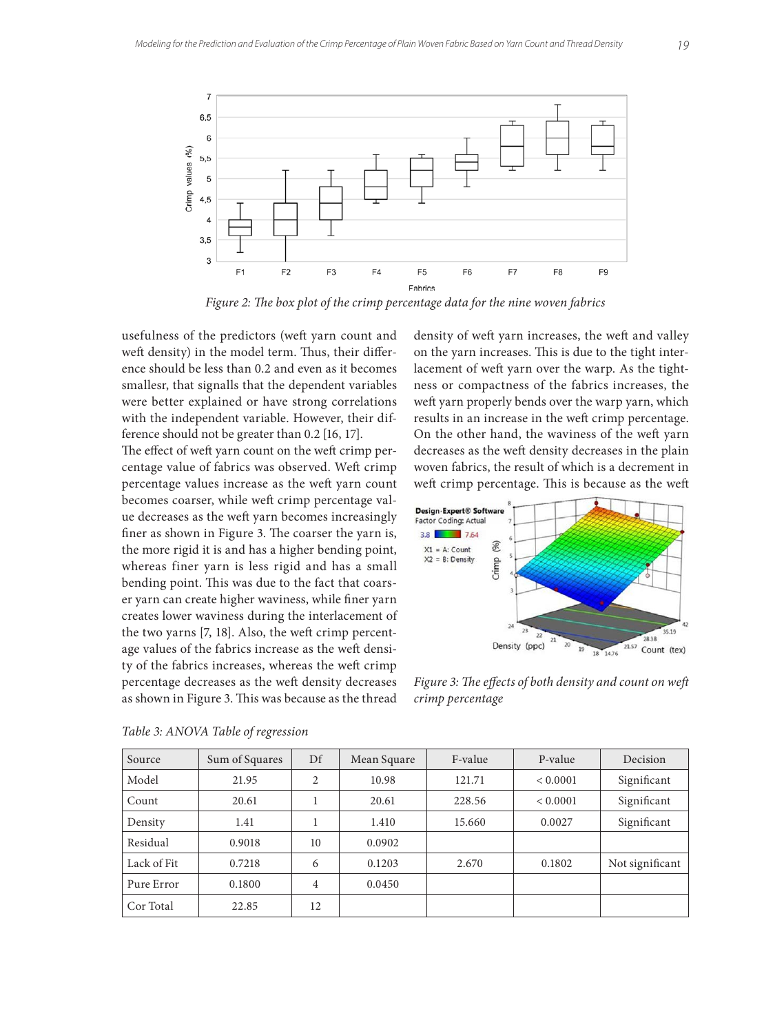Figure 2: The box plot of the crimp percentage data for the nine woven fabrics

usefulness of the predictors (weft yarn count and weft density) in the model term. Thus, their difference should be less than 0.2 and even as it becomes smallesr, that signalls that the dependent variables were better explained or have strong correlations with the independent variable. However, their difference should not be greater than 0.2 [16, 17].

The effect of weft yarn count on the weft crimp percentage value of fabrics was observed. Weft crimp percentage values increase as the weft yarn count becomes coarser, while weft crimp percentage value decreases as the weft yarn becomes increasingly finer as shown in Figure 3. The coarser the yarn is, the more rigid it is and has a higher bending point, whereas finer yarn is less rigid and has a small bending point. This was due to the fact that coarser yarn can create higher waviness, while finer yarn creates lower waviness during the interlacement of the two yarns [7, 18]. Also, the weft crimp percentage values of the fabrics increase as the weft density of the fabrics increases, whereas the weft crimp percentage decreases as the weft density decreases as shown in Figure 3. This was because as the thread density of weft yarn increases, the weft and valley on the yarn increases. This is due to the tight interlacement of weft yarn over the warp. As the tightness or compactness of the fabrics increases, the weft yarn properly bends over the warp yarn, which results in an increase in the weft crimp percentage. On the other hand, the waviness of the weft yarn decreases as the weft density decreases in the plain woven fabrics, the result of which is a decrement in weft crimp percentage. This is because as the weft

Figure 3: The effects of both density and count on weft crimp percentage

Table 3: ANOVA Table of regression

| Source | Sum of Squares | Df | Mean Square | F-value | P-value | Decision |
|---|---|---|---|---|---|---|
| Model | 21.95 | 2 | 10.98 | 121.71 | < 0.0001 | Significant |
| Count | 20.61 | 1 | 20.61 | 228.56 | < 0.0001 | Significant |
| Density | 1.41 | 1 | 1.410 | 15.660 | 0.0027 | Significant |
| Residual | 0.9018 | 10 | 0.0902 | | | |
| Lack of Fit | 0.7218 | 6 | 0.1203 | 2.670 | 0.1802 | Not significant |
| Pure Error | 0.1800 | 4 | 0.0450 | | | |
| Cor Total | 22.85 | 12 | | | | |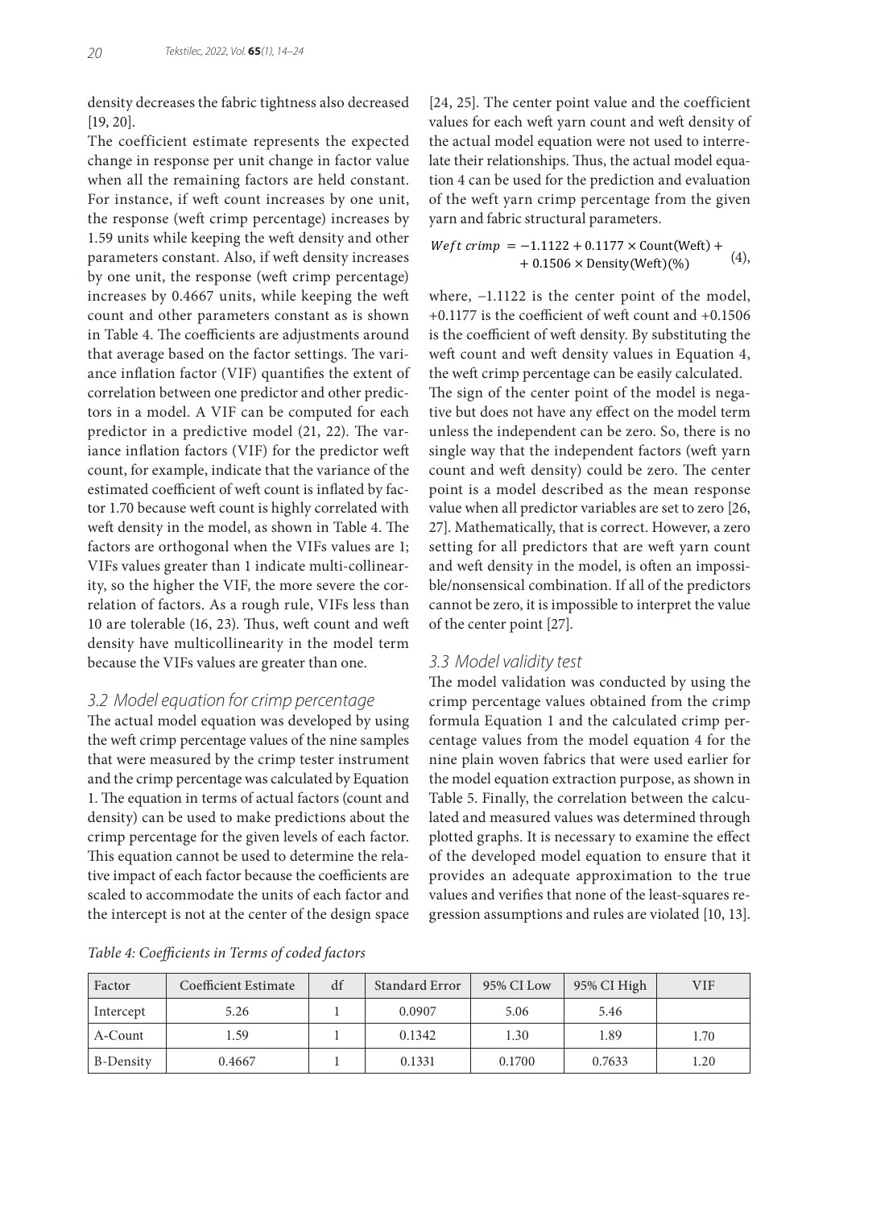density decreases the fabric tightness also decreased [19, 20].

The coefficient estimate represents the expected change in response per unit change in factor value when all the remaining factors are held constant. For instance, if weft count increases by one unit, the response (weft crimp percentage) increases by 1.59 units while keeping the weft density and other parameters constant. Also, if weft density increases by one unit, the response (weft crimp percentage) increases by 0.4667 units, while keeping the weft count and other parameters constant as is shown in Table 4. The coefficients are adjustments around that average based on the factor settings. The variance inflation factor (VIF) quantifies the extent of correlation between one predictor and other predictors in a model. A VIF can be computed for each predictor in a predictive model (21, 22). The variance inflation factors (VIF) for the predictor weft count, for example, indicate that the variance of the estimated coefficient of weft count is inflated by factor 1.70 because weft count is highly correlated with weft density in the model, as shown in Table 4. The factors are orthogonal when the VIFs values are 1; VIFs values greater than 1 indicate multi-collinearity, so the higher the VIF, the more severe the correlation of factors. As a rough rule, VIFs less than 10 are tolerable (16, 23). Thus, weft count and weft density have multicollinearity in the model term because the VIFs values are greater than one.

### 3.2 Model equation for crimp percentage

The actual model equation was developed by using the weft crimp percentage values of the nine samples that were measured by the crimp tester instrument and the crimp percentage was calculated by Equation 1. The equation in terms of actual factors (count and density) can be used to make predictions about the crimp percentage for the given levels of each factor. This equation cannot be used to determine the relative impact of each factor because the coefficients are scaled to accommodate the units of each factor and the intercept is not at the center of the design space [24, 25]. The center point value and the coefficient values for each weft yarn count and weft density of the actual model equation were not used to interrelate their relationships. Thus, the actual model equation 4 can be used for the prediction and evaluation of the weft yarn crimp percentage from the given yarn and fabric structural parameters.

$$Weft\ crimp = -1.1122 + 0.1177 \times \text{Count(Weft)} + 0.1506 \times \text{Density(Weft)(\%)} \quad (4),$$

where, −1.1122 is the center point of the model, +0.1177 is the coefficient of weft count and +0.1506 is the coefficient of weft density. By substituting the weft count and weft density values in Equation 4, the weft crimp percentage can be easily calculated. The sign of the center point of the model is negative but does not have any effect on the model term unless the independent can be zero. So, there is no single way that the independent factors (weft yarn count and weft density) could be zero. The center point is a model described as the mean response value when all predictor variables are set to zero [26, 27]. Mathematically, that is correct. However, a zero setting for all predictors that are weft yarn count and weft density in the model, is often an impossible/nonsensical combination. If all of the predictors cannot be zero, it is impossible to interpret the value of the center point [27].

### 3.3 Model validity test

The model validation was conducted by using the crimp percentage values obtained from the crimp formula Equation 1 and the calculated crimp percentage values from the model equation 4 for the nine plain woven fabrics that were used earlier for the model equation extraction purpose, as shown in Table 5. Finally, the correlation between the calculated and measured values was determined through plotted graphs. It is necessary to examine the effect of the developed model equation to ensure that it provides an adequate approximation to the true values and verifies that none of the least-squares regression assumptions and rules are violated [10, 13].

*Table 4: Coefficients in Terms of coded factors*

| Factor | Coefficient Estimate | df | Standard Error | 95% CI Low | 95% CI High | VIF |
|---|---|---|---|---|---|---|
| Intercept | 5.26 | 1 | 0.0907 | 5.06 | 5.46 | |
| A-Count | 1.59 | 1 | 0.1342 | 1.30 | 1.89 | 1.70 |
| B-Density | 0.4667 | 1 | 0.1331 | 0.1700 | 0.7633 | 1.20 |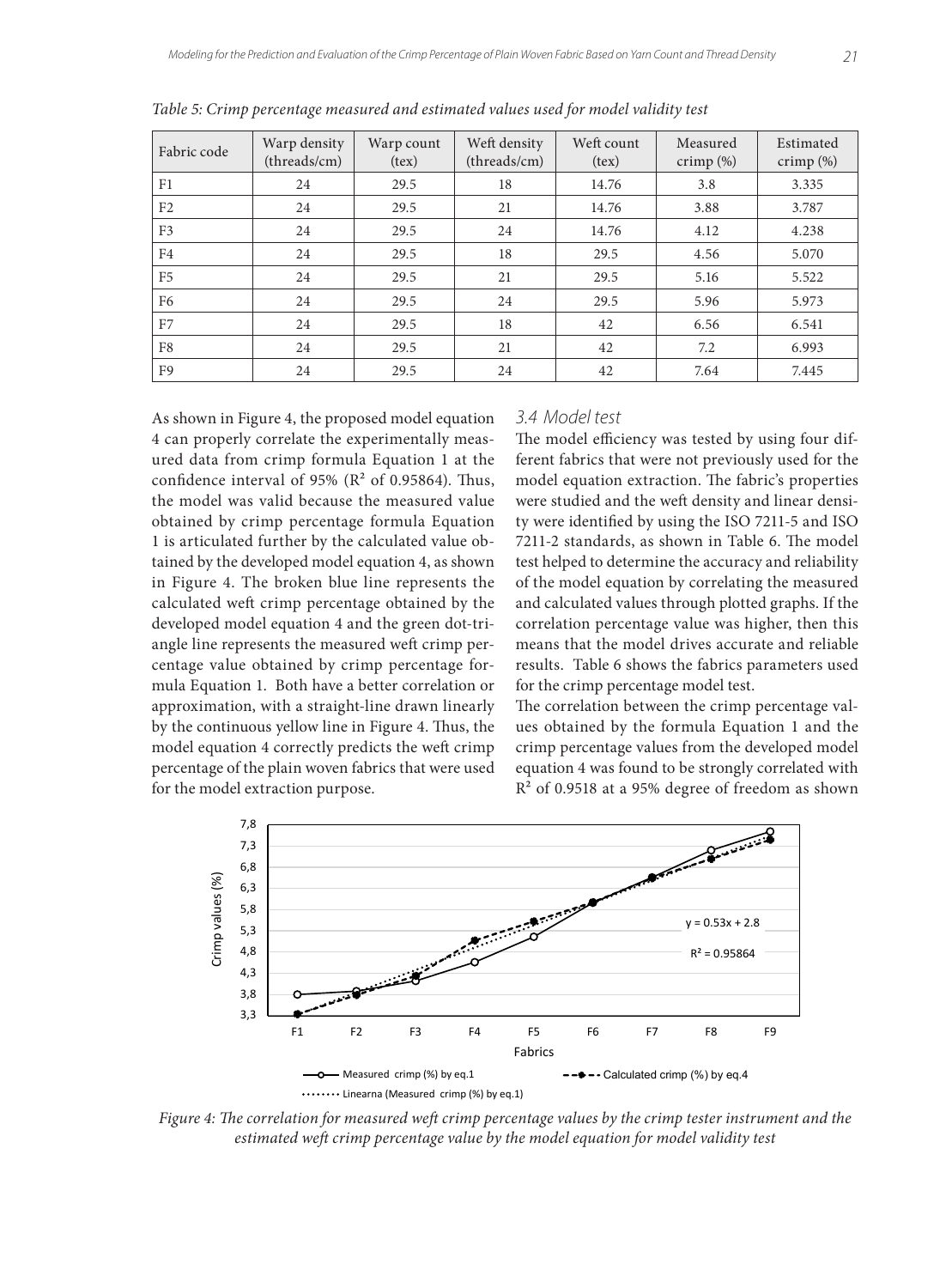*Table 5: Crimp percentage measured and estimated values used for model validity test*

| Fabric code | Warp density (threads/cm) | Warp count (tex) | Weft density (threads/cm) | Weft count (tex) | Measured crimp (%) | Estimated crimp (%) |
|---|---|---|---|---|---|---|
| F1 | 24 | 29.5 | 18 | 14.76 | 3.8 | 3.335 |
| F2 | 24 | 29.5 | 21 | 14.76 | 3.88 | 3.787 |
| F3 | 24 | 29.5 | 24 | 14.76 | 4.12 | 4.238 |
| F4 | 24 | 29.5 | 18 | 29.5 | 4.56 | 5.070 |
| F5 | 24 | 29.5 | 21 | 29.5 | 5.16 | 5.522 |
| F6 | 24 | 29.5 | 24 | 29.5 | 5.96 | 5.973 |
| F7 | 24 | 29.5 | 18 | 42 | 6.56 | 6.541 |
| F8 | 24 | 29.5 | 21 | 42 | 7.2 | 6.993 |
| F9 | 24 | 29.5 | 24 | 42 | 7.64 | 7.445 |

As shown in Figure 4, the proposed model equation 4 can properly correlate the experimentally measured data from crimp formula Equation 1 at the confidence interval of 95% ($R^2$ of 0.95864). Thus, the model was valid because the measured value obtained by crimp percentage formula Equation 1 is articulated further by the calculated value obtained by the developed model equation 4, as shown in Figure 4. The broken blue line represents the calculated weft crimp percentage obtained by the developed model equation 4 and the green dot-triangle line represents the measured weft crimp percentage value obtained by crimp percentage formula Equation 1. Both have a better correlation or approximation, with a straight-line drawn linearly by the continuous yellow line in Figure 4. Thus, the model equation 4 correctly predicts the weft crimp percentage of the plain woven fabrics that were used for the model extraction purpose.

### 3.4 Model test

The model efficiency was tested by using four different fabrics that were not previously used for the model equation extraction. The fabric's properties were studied and the weft density and linear density were identified by using the ISO 7211-5 and ISO 7211-2 standards, as shown in Table 6. The model test helped to determine the accuracy and reliability of the model equation by correlating the measured and calculated values through plotted graphs. If the correlation percentage value was higher, then this means that the model drives accurate and reliable results. Table 6 shows the fabrics parameters used for the crimp percentage model test.

The correlation between the crimp percentage values obtained by the formula Equation 1 and the crimp percentage values from the developed model equation 4 was found to be strongly correlated with $R^2$ of 0.9518 at a 95% degree of freedom as shown

*Figure 4: The correlation for measured weft crimp percentage values by the crimp tester instrument and the estimated weft crimp percentage value by the model equation for model validity test*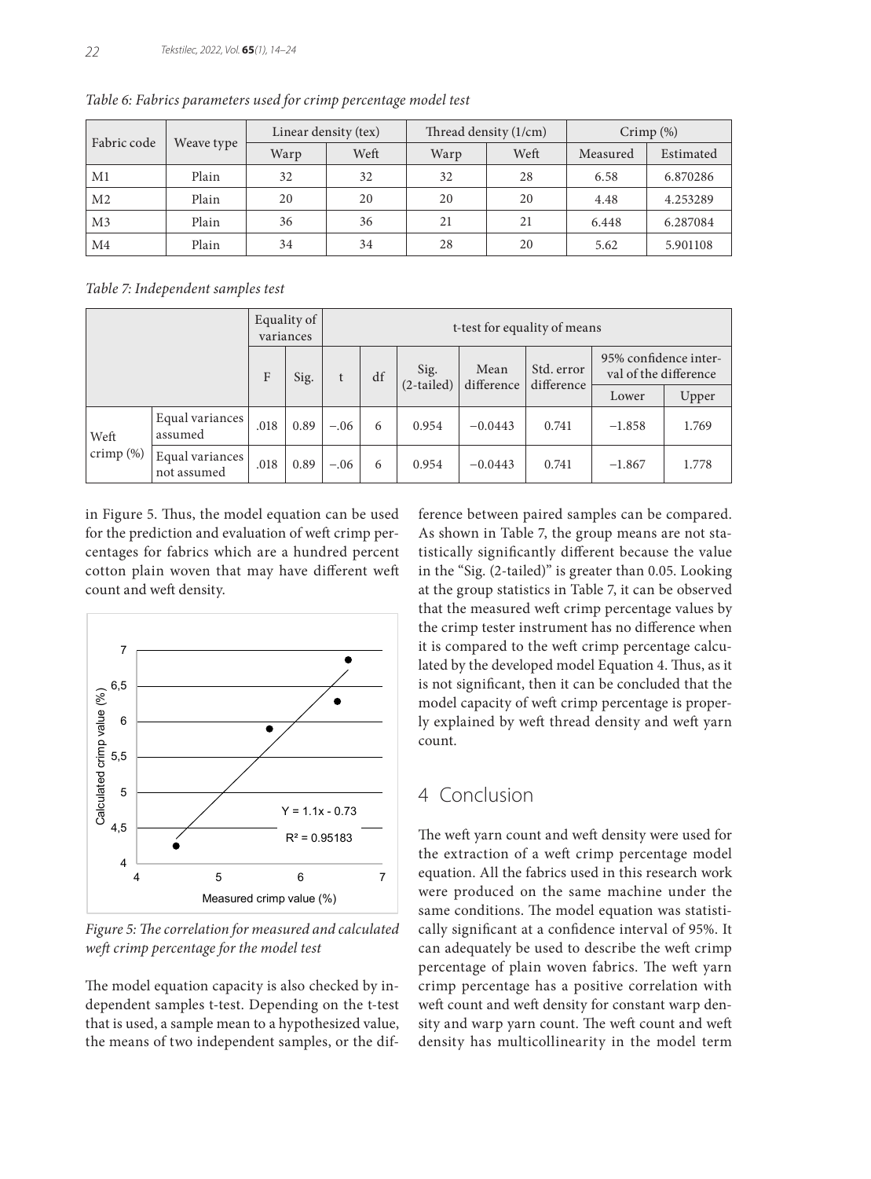*Table 6: Fabrics parameters used for crimp percentage model test*

| Fabric code | Weave type | Linear density (tex) | | Thread density (1/cm) | | Crimp (%) | |
|---|---|---|---|---|---|---|---|
| | | Warp | Weft | Warp | Weft | Measured | Estimated |
| M1 | Plain | 32 | 32 | 32 | 28 | 6.58 | 6.870286 |
| M2 | Plain | 20 | 20 | 20 | 20 | 4.48 | 4.253289 |
| M3 | Plain | 36 | 36 | 21 | 21 | 6.448 | 6.287084 |
| M4 | Plain | 34 | 34 | 28 | 20 | 5.62 | 5.901108 |

*Table 7: Independent samples test*

| | | Equality of variances | | t-test for equality of means | | | | | | |
|---|---|---|---|---|---|---|---|---|---|---|
| | | F | Sig. | t | df | Sig. (2-tailed) | Mean difference | Std. error difference | 95% confidence interval of the difference | |
| | | | | | | | | | Lower | Upper |
| Weft crimp (%) | Equal variances assumed | .018 | 0.89 | −.06 | 6 | 0.954 | −0.0443 | 0.741 | −1.858 | 1.769 |
| | Equal variances not assumed | .018 | 0.89 | −.06 | 6 | 0.954 | −0.0443 | 0.741 | −1.867 | 1.778 |

in Figure 5. Thus, the model equation can be used for the prediction and evaluation of weft crimp percentages for fabrics which are a hundred percent cotton plain woven that may have different weft count and weft density.

*Figure 5: The correlation for measured and calculated weft crimp percentage for the model test*

The model equation capacity is also checked by independent samples t-test. Depending on the t-test that is used, a sample mean to a hypothesized value, the means of two independent samples, or the difference between paired samples can be compared. As shown in Table 7, the group means are not statistically significantly different because the value in the "Sig. (2-tailed)" is greater than 0.05. Looking at the group statistics in Table 7, it can be observed that the measured weft crimp percentage values by the crimp tester instrument has no difference when it is compared to the weft crimp percentage calculated by the developed model Equation 4. Thus, as it is not significant, then it can be concluded that the model capacity of weft crimp percentage is properly explained by weft thread density and weft yarn count.

## 4 Conclusion

The weft yarn count and weft density were used for the extraction of a weft crimp percentage model equation. All the fabrics used in this research work were produced on the same machine under the same conditions. The model equation was statistically significant at a confidence interval of 95%. It can adequately be used to describe the weft crimp percentage of plain woven fabrics. The weft yarn crimp percentage has a positive correlation with weft count and weft density for constant warp density and warp yarn count. The weft count and weft density has multicollinearity in the model term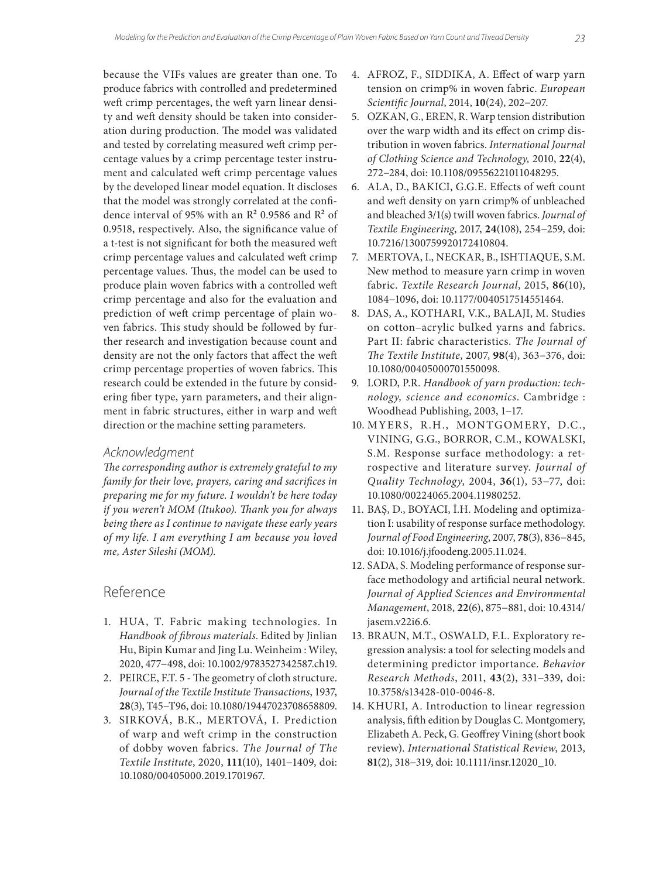because the VIFs values are greater than one. To produce fabrics with controlled and predetermined weft crimp percentages, the weft yarn linear density and weft density should be taken into consideration during production. The model was validated and tested by correlating measured weft crimp percentage values by a crimp percentage tester instrument and calculated weft crimp percentage values by the developed linear model equation. It discloses that the model was strongly correlated at the confidence interval of 95% with an $R^2$ 0.9586 and $R^2$ of 0.9518, respectively. Also, the significance value of a t-test is not significant for both the measured weft crimp percentage values and calculated weft crimp percentage values. Thus, the model can be used to produce plain woven fabrics with a controlled weft crimp percentage and also for the evaluation and prediction of weft crimp percentage of plain woven fabrics. This study should be followed by further research and investigation because count and density are not the only factors that affect the weft crimp percentage properties of woven fabrics. This research could be extended in the future by considering fiber type, yarn parameters, and their alignment in fabric structures, either in warp and weft direction or the machine setting parameters.

### Acknowledgment

*The corresponding author is extremely grateful to my family for their love, prayers, caring and sacrifices in preparing me for my future. I wouldn't be here today if you weren't MOM (Itukoo). Thank you for always being there as I continue to navigate these early years of my life. I am everything I am because you loved me, Aster Sileshi (MOM).*

## Reference

1. HUA, T. Fabric making technologies. In *Handbook of fibrous materials*. Edited by Jinlian Hu, Bipin Kumar and Jing Lu. Weinheim : Wiley, 2020, 477–498, doi: 10.1002/9783527342587.ch19.
2. PEIRCE, F.T. 5 - The geometry of cloth structure. *Journal of the Textile Institute Transactions*, 1937, **28**(3), T45–T96, doi: 10.1080/19447023708658809.
3. SIRKOVÁ, B.K., MERTOVÁ, I. Prediction of warp and weft crimp in the construction of dobby woven fabrics. *The Journal of The Textile Institute*, 2020, **111**(10), 1401–1409, doi: 10.1080/00405000.2019.1701967.
4. AFROZ, F., SIDDIKA, A. Effect of warp yarn tension on crimp% in woven fabric. *European Scientific Journal*, 2014, **10**(24), 202–207.
5. OZKAN, G., EREN, R. Warp tension distribution over the warp width and its effect on crimp distribution in woven fabrics. *International Journal of Clothing Science and Technology,* 2010, **22**(4), 272–284, doi: 10.1108/09556221011048295.
6. ALA, D., BAKICI, G.G.E. Effects of weft count and weft density on yarn crimp% of unbleached and bleached 3/1(s) twill woven fabrics. *Journal of Textile Engineering*, 2017, **24**(108), 254–259, doi: 10.7216/1300759920172410804.
7. MERTOVA, I., NECKAR, B., ISHTIAQUE, S.M. New method to measure yarn crimp in woven fabric. *Textile Research Journal*, 2015, **86**(10), 1084–1096, doi: 10.1177/0040517514551464.
8. DAS, A., KOTHARI, V.K., BALAJI, M. Studies on cotton–acrylic bulked yarns and fabrics. Part II: fabric characteristics. *The Journal of The Textile Institute*, 2007, **98**(4), 363–376, doi: 10.1080/00405000701550098.
9. LORD, P.R. *Handbook of yarn production: technology, science and economics*. Cambridge : Woodhead Publishing, 2003, 1–17.
10. MYERS, R.H., MONTGOMERY, D.C., VINING, G.G., BORROR, C.M., KOWALSKI, S.M. Response surface methodology: a retrospective and literature survey. *Journal of Quality Technology*, 2004, **36**(1), 53–77, doi: 10.1080/00224065.2004.11980252.
11. BAŞ, D., BOYACI, İ.H. Modeling and optimization I: usability of response surface methodology. *Journal of Food Engineering*, 2007, **78**(3), 836–845, doi: 10.1016/j.jfoodeng.2005.11.024.
12. SADA, S. Modeling performance of response surface methodology and artificial neural network. *Journal of Applied Sciences and Environmental Management*, 2018, **22**(6), 875–881, doi: 10.4314/jasem.v22i6.6.
13. BRAUN, M.T., OSWALD, F.L. Exploratory regression analysis: a tool for selecting models and determining predictor importance. *Behavior Research Methods*, 2011, **43**(2), 331–339, doi: 10.3758/s13428-010-0046-8.
14. KHURI, A. Introduction to linear regression analysis, fifth edition by Douglas C. Montgomery, Elizabeth A. Peck, G. Geoffrey Vining (short book review). *International Statistical Review*, 2013, **81**(2), 318–319, doi: 10.1111/insr.12020_10.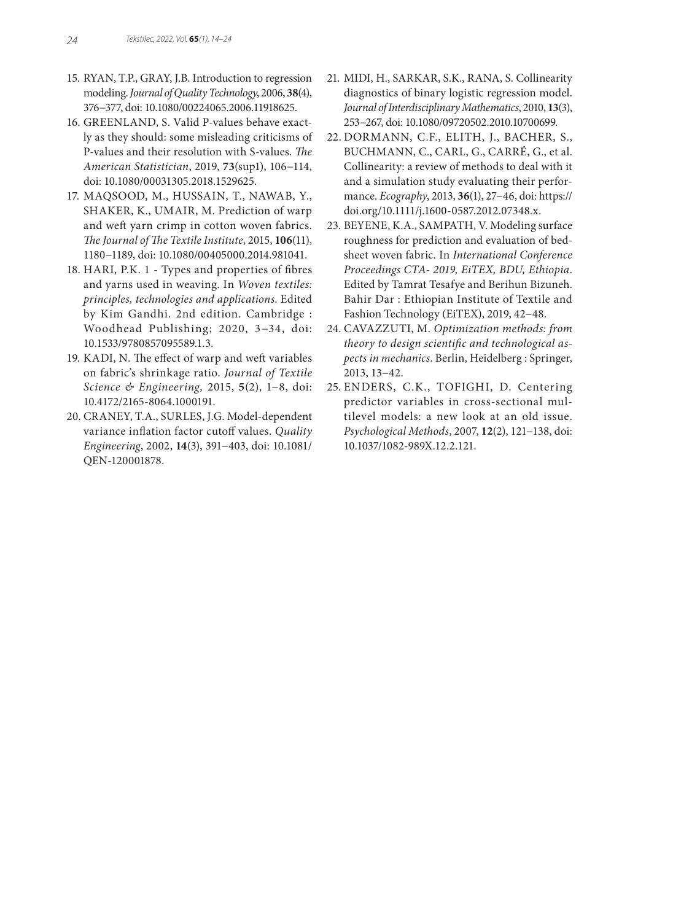15. RYAN, T.P., GRAY, J.B. Introduction to regression modeling. *Journal of Quality Technology*, 2006, **38**(4), 376–377, doi: 10.1080/00224065.2006.11918625.
16. GREENLAND, S. Valid P-values behave exactly as they should: some misleading criticisms of P-values and their resolution with S-values. *The American Statistician*, 2019, **73**(sup1), 106–114, doi: 10.1080/00031305.2018.1529625.
17. MAQSOOD, M., HUSSAIN, T., NAWAB, Y., SHAKER, K., UMAIR, M. Prediction of warp and weft yarn crimp in cotton woven fabrics. *The Journal of The Textile Institute*, 2015, **106**(11), 1180–1189, doi: 10.1080/00405000.2014.981041.
18. HARI, P.K. 1 - Types and properties of fibres and yarns used in weaving. In *Woven textiles: principles, technologies and applications*. Edited by Kim Gandhi. 2nd edition. Cambridge : Woodhead Publishing; 2020, 3–34, doi: 10.1533/9780857095589.1.3.
19. KADI, N. The effect of warp and weft variables on fabric's shrinkage ratio. *Journal of Textile Science & Engineering,* 2015, **5**(2), 1–8, doi: 10.4172/2165-8064.1000191.
20. CRANEY, T.A., SURLES, J.G. Model-dependent variance inflation factor cutoff values. *Quality Engineering*, 2002, **14**(3), 391–403, doi: 10.1081/QEN-120001878.
21. MIDI, H., SARKAR, S.K., RANA, S. Collinearity diagnostics of binary logistic regression model. *Journal of Interdisciplinary Mathematics*, 2010, **13**(3), 253–267, doi: 10.1080/09720502.2010.10700699.
22. DORMANN, C.F., ELITH, J., BACHER, S., BUCHMANN, C., CARL, G., CARRÉ, G., et al. Collinearity: a review of methods to deal with it and a simulation study evaluating their performance. *Ecography*, 2013, **36**(1), 27–46, doi: https://doi.org/10.1111/j.1600-0587.2012.07348.x.
23. BEYENE, K.A., SAMPATH, V. Modeling surface roughness for prediction and evaluation of bedsheet woven fabric. In *International Conference Proceedings CTA- 2019, EiTEX, BDU, Ethiopia*. Edited by Tamrat Tesafye and Berihun Bizuneh. Bahir Dar : Ethiopian Institute of Textile and Fashion Technology (EiTEX), 2019, 42–48.
24. CAVAZZUTI, M. *Optimization methods: from theory to design scientific and technological aspects in mechanics*. Berlin, Heidelberg : Springer, 2013, 13–42.
25. ENDERS, C.K., TOFIGHI, D. Centering predictor variables in cross-sectional multilevel models: a new look at an old issue. *Psychological Methods*, 2007, **12**(2), 121–138, doi: 10.1037/1082-989X.12.2.121.